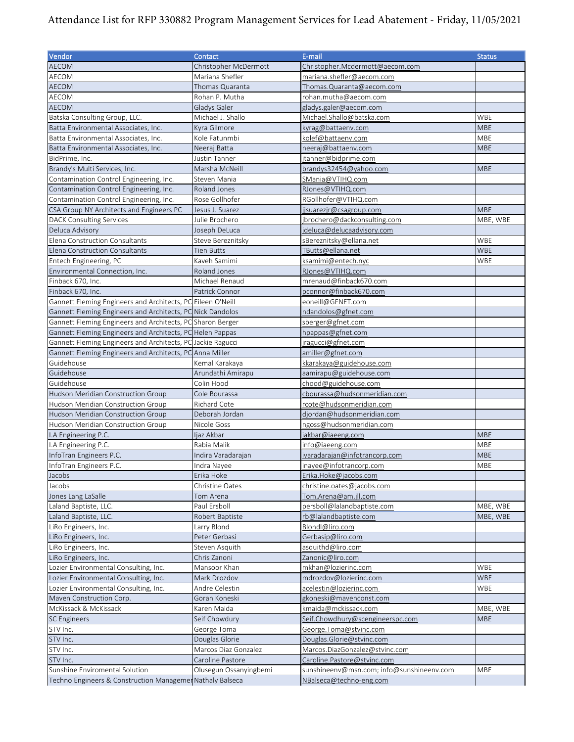# Attendance List for RFP 330882 Program Management Services for Lead Abatement - Friday, 11/05/2021

| Vendor | Contact | E-mail | Status |
|---|---|---|---|
| AECOM | Christopher McDermott | Christopher.Mcdermott@aecom.com | |
| AECOM | Mariana Shefler | mariana.shefler@aecom.com | |
| AECOM | Thomas Quaranta | Thomas.Quaranta@aecom.com | |
| AECOM | Rohan P. Mutha | rohan.mutha@aecom.com | |
| AECOM | Gladys Galer | gladys.galer@aecom.com | |
| Batska Consulting Group, LLC. | Michael J. Shallo | Michael.Shallo@batska.com | WBE |
| Batta Environmental Associates, Inc. | Kyra Gilmore | kyrag@battaenv.com | MBE |
| Batta Environmental Associates, Inc. | Kole Fatunmbi | kolef@battaenv.com | MBE |
| Batta Environmental Associates, Inc. | Neeraj Batta | neeraj@battaenv.com | MBE |
| BidPrime, Inc. | Justin Tanner | jtanner@bidprime.com | |
| Brandy's Multi Services, Inc. | Marsha McNeill | brandys32454@yahoo.com | MBE |
| Contamination Control Engineering, Inc. | Steven Mania | SMania@VTIHQ.com | |
| Contamination Control Engineering, Inc. | Roland Jones | RJones@VTIHQ.com | |
| Contamination Control Engineering, Inc. | Rose Gollhofer | RGollhofer@VTIHQ.com | |
| CSA Group NY Architects and Engineers PC | Jesus J. Suarez | jjsuarezjr@csagroup.com | MBE |
| DACK Consulting Services | Julie Brochero | jbrochero@dackconsulting.com | MBE, WBE |
| Deluca Advisory | Joseph DeLuca | jdeluca@delucaadvisory.com | |
| Elena Construction Consultants | Steve Bereznitsky | sBereznitsky@ellana.net | WBE |
| Elena Construction Consultants | Tien Butts | TButts@ellana.net | WBE |
| Entech Engineering, PC | Kaveh Samimi | ksamimi@entech.nyc | WBE |
| Environmental Connection, Inc. | Roland Jones | RJones@VTIHQ.com | |
| Finback 670, Inc. | Michael Renaud | mrenaud@finback670.com | |
| Finback 670, Inc. | Patrick Connor | pconnor@finback670.com | |
| Gannett Fleming Engineers and Architects, PC | Eileen O'Neill | eoneill@GFNET.com | |
| Gannett Fleming Engineers and Architects, PC | Nick Dandolos | ndandolos@gfnet.com | |
| Gannett Fleming Engineers and Architects, PC | Sharon Berger | sberger@gfnet.com | |
| Gannett Fleming Engineers and Architects, PC | Helen Pappas | hpappas@gfnet.com | |
| Gannett Fleming Engineers and Architects, PC | Jackie Ragucci | jragucci@gfnet.com | |
| Gannett Fleming Engineers and Architects, PC | Anna Miller | amiller@gfnet.com | |
| Guidehouse | Kemal Karakaya | kkarakaya@guidehouse.com | |
| Guidehouse | Arundathi Amirapu | aamirapu@guidehouse.com | |
| Guidehouse | Colin Hood | chood@guidehouse.com | |
| Hudson Meridian Construction Group | Cole Bourassa | cbourassa@hudsonmeridian.com | |
| Hudson Meridian Construction Group | Richard Cote | rcote@hudsonmeridian.com | |
| Hudson Meridian Construction Group | Deborah Jordan | djordan@hudsonmeridian.com | |
| Hudson Meridian Construction Group | Nicole Goss | ngoss@hudsonmeridian.com | |
| I.A Engineering P.C. | Ijaz Akbar | iakbar@iaeeng.com | MBE |
| I.A Engineering P.C. | Rabia Malik | info@iaeeng.com | MBE |
| InfoTran Engineers P.C. | Indira Varadarajan | ivaradarajan@infotrancorp.com | MBE |
| InfoTran Engineers P.C. | Indra Nayee | inayee@infotrancorp.com | MBE |
| Jacobs | Erika Hoke | Erika.Hoke@jacobs.com | |
| Jacobs | Christine Oates | christine.oates@jacobs.com | |
| Jones Lang LaSalle | Tom Arena | Tom.Arena@am.jll.com | |
| Laland Baptiste, LLC. | Paul Ersboll | persboll@lalandbaptiste.com | MBE, WBE |
| Laland Baptiste, LLC. | Robert Baptiste | rb@lalandbaptiste.com | MBE, WBE |
| LiRo Engineers, Inc. | Larry Blond | Blondl@liro.com | |
| LiRo Engineers, Inc. | Peter Gerbasi | Gerbasip@liro.com | |
| LiRo Engineers, Inc. | Steven Asquith | asquithd@liro.com | |
| LiRo Engineers, Inc. | Chris Zanoni | Zanonic@liro.com | |
| Lozier Environmental Consulting, Inc. | Mansoor Khan | mkhan@lozierinc.com | WBE |
| Lozier Environmental Consulting, Inc. | Mark Drozdov | mdrozdov@lozierinc.com | WBE |
| Lozier Environmental Consulting, Inc. | Andre Celestin | acelestin@lozierinc.com | WBE |
| Maven Construction Corp. | Goran Koneski | gkoneski@mavenconst.com | |
| McKissack & McKissack | Karen Maida | kmaida@mckissack.com | MBE, WBE |
| SC Engineers | Seif Chowdury | Seif.Chowdhury@scengineerspc.com | MBE |
| STV Inc. | George Toma | George.Toma@stvinc.com | |
| STV Inc. | Douglas Glorie | Douglas.Glorie@stvinc.com | |
| STV Inc. | Marcos Diaz Gonzalez | Marcos.DiazGonzalez@stvinc.com | |
| STV Inc. | Caroline Pastore | Caroline.Pastore@stvinc.com | |
| Sunshine Enviromental Solution | Olusegun Ossanyingbemi | sunshineenv@msn.com; info@sunshineenv.com | MBE |
| Techno Engineers & Construction Managemer | Nathaly Balseca | NBalseca@techno-eng.com | |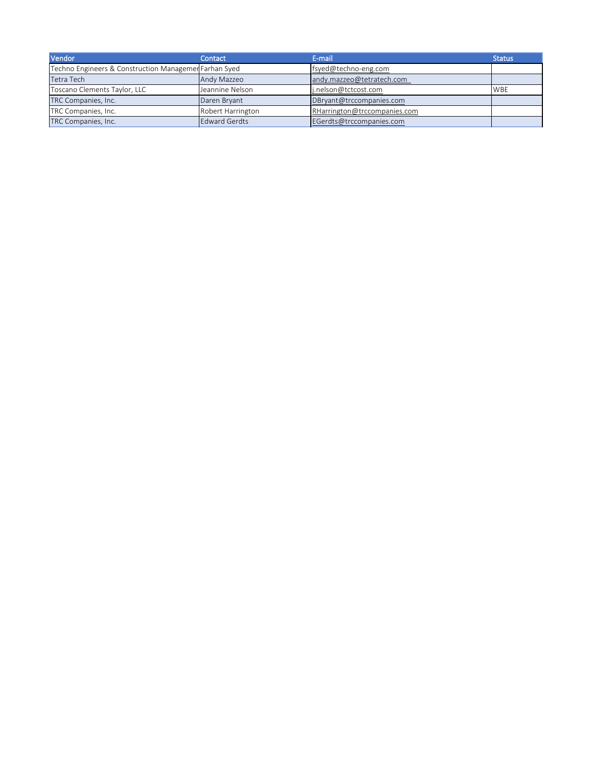| Vendor | Contact | E-mail | Status |
|---|---|---|---|
| Techno Engineers & Construction Managemer | Farhan Syed | fsyed@techno-eng.com | |
| Tetra Tech | Andy Mazzeo | andy.mazzeo@tetratech.com | |
| Toscano Clements Taylor, LLC | Jeannine Nelson | j.nelson@tctcost.com | WBE |
| TRC Companies, Inc. | Daren Bryant | DBryant@trccompanies.com | |
| TRC Companies, Inc. | Robert Harrington | RHarrington@trccompanies.com | |
| TRC Companies, Inc. | Edward Gerdts | EGerdts@trccompanies.com | |